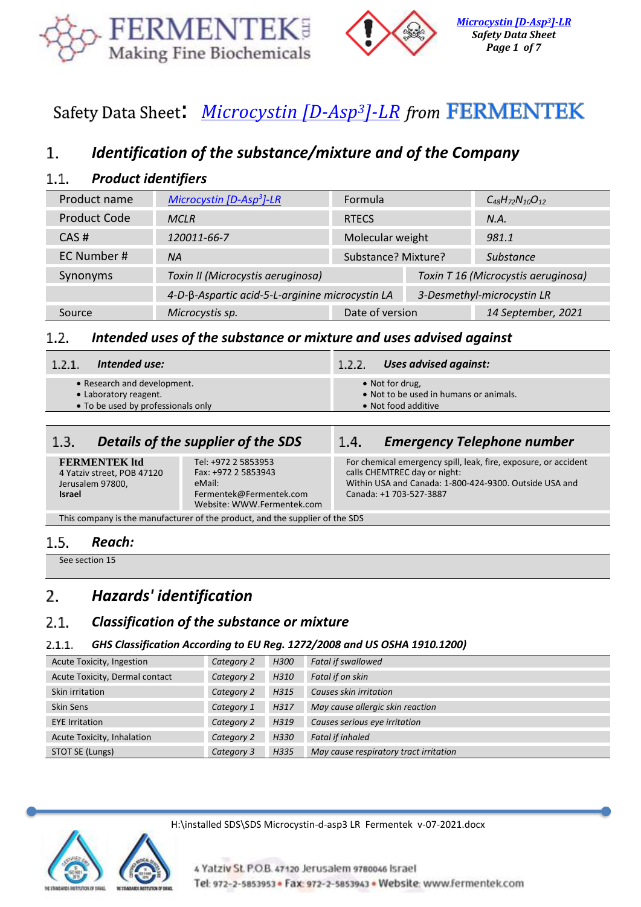# Safety Data Sheet: *Microcystin [D-Asp³]-LR* from FERMENTEK

## 1. Identification of the substance/mixture and of the Company

### 1.1. Product identifiers

| Product name | *Microcystin [D-Asp³]-LR* | Formula | $C_{48}H_{72}N_{10}O_{12}$ |
|---|---|---|---|
| Product Code | *MCLR* | RTECS | *N.A.* |
| CAS # | *120011-66-7* | Molecular weight | *981.1* |
| EC Number # | *NA* | Substance? Mixture? | *Substance* |
| Synonyms | *Toxin II (Microcystis aeruginosa)* | *Toxin T 16 (Microcystis aeruginosa)* | |
| | *4-D-β-Aspartic acid-5-L-arginine microcystin LA* | *3-Desmethyl-microcystin LR* | |
| Source | *Microcystis sp.* | Date of version | *14 September, 2021* |

### 1.2. Intended uses of the substance or mixture and uses advised against

| 1.2.1. **Intended use:** | 1.2.2. **Uses advised against:** |
|---|---|
| • Research and development.<br>• Laboratory reagent.<br>• To be used by professionals only | • Not for drug,<br>• Not to be used in humans or animals.<br>• Not food additive |

### 1.3. Details of the supplier of the SDS

**FERMENTEK ltd**
4 Yatziv street, POB 47120
Jerusalem 97800,
**Israel**

Tel: +972 2 5853953
Fax: +972 2 5853943
eMail:
Fermentek@Fermentek.com
Website: WWW.Fermentek.com

### 1.4. Emergency Telephone number

For chemical emergency spill, leak, fire, exposure, or accident calls CHEMTREC day or night:
Within USA and Canada: 1-800-424-9300. Outside USA and Canada: +1 703-527-3887

This company is the manufacturer of the product, and the supplier of the SDS

### 1.5. Reach:

See section 15

## 2. Hazards' identification

### 2.1. Classification of the substance or mixture

#### 2.1.1. GHS Classification According to EU Reg. 1272/2008 and US OSHA 1910.1200)

| Hazard class | Category | Code | Statement |
|---|---|---|---|
| Acute Toxicity, Ingestion | *Category 2* | *H300* | *Fatal if swallowed* |
| Acute Toxicity, Dermal contact | *Category 2* | *H310* | *Fatal if on skin* |
| Skin irritation | *Category 2* | *H315* | *Causes skin irritation* |
| Skin Sens | *Category 1* | *H317* | *May cause allergic skin reaction* |
| EYE Irritation | *Category 2* | *H319* | *Causes serious eye irritation* |
| Acute Toxicity, Inhalation | *Category 2* | *H330* | *Fatal if inhaled* |
| STOT SE (Lungs) | *Category 3* | *H335* | *May cause respiratory tract irritation* |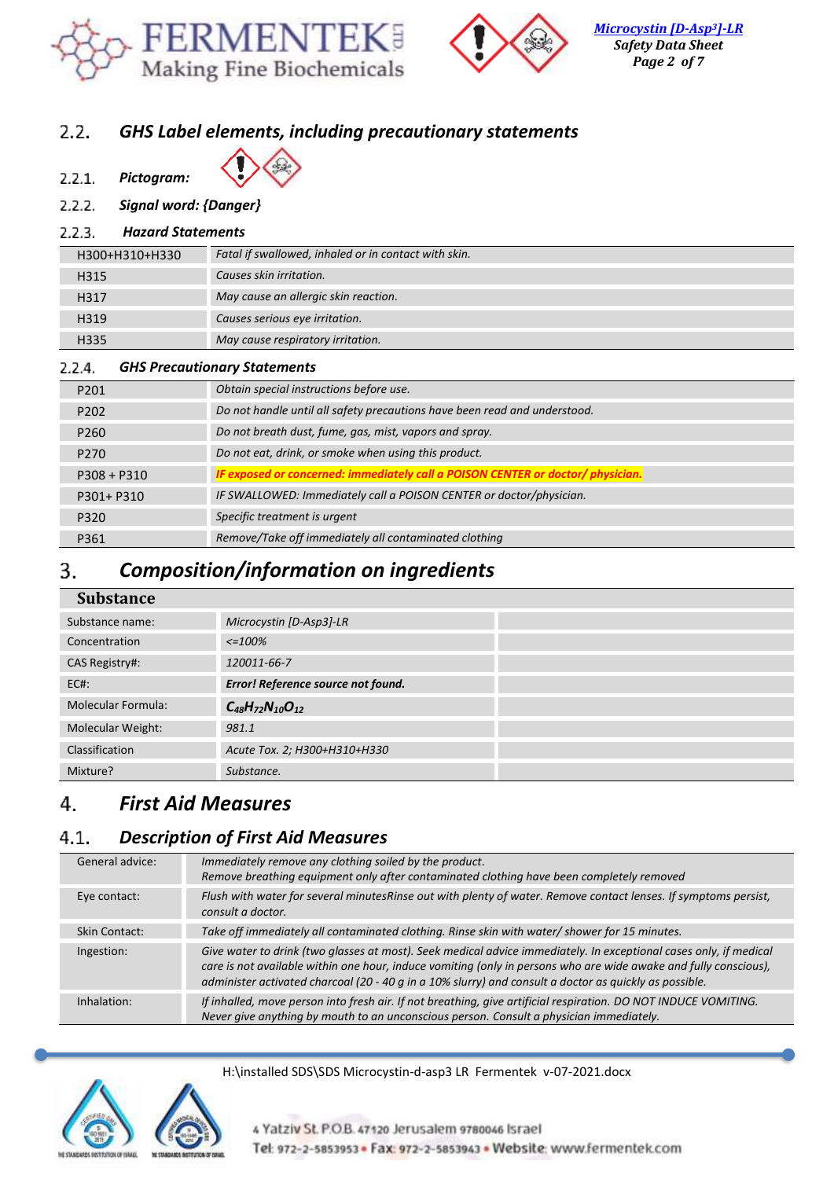## 2.2. GHS Label elements, including precautionary statements

### 2.2.1. Pictogram:

### 2.2.2. Signal word: {Danger}

### 2.2.3. Hazard Statements

| | |
|---|---|
| H300+H310+H330 | *Fatal if swallowed, inhaled or in contact with skin.* |
| H315 | *Causes skin irritation.* |
| H317 | *May cause an allergic skin reaction.* |
| H319 | *Causes serious eye irritation.* |
| H335 | *May cause respiratory irritation.* |

### 2.2.4. GHS Precautionary Statements

| | |
|---|---|
| P201 | *Obtain special instructions before use.* |
| P202 | *Do not handle until all safety precautions have been read and understood.* |
| P260 | *Do not breath dust, fume, gas, mist, vapors and spray.* |
| P270 | *Do not eat, drink, or smoke when using this product.* |
| P308 + P310 | ***IF exposed or concerned: immediately call a POISON CENTER or doctor/ physician.*** |
| P301+ P310 | *IF SWALLOWED: Immediately call a POISON CENTER or doctor/physician.* |
| P320 | *Specific treatment is urgent* |
| P361 | *Remove/Take off immediately all contaminated clothing* |

# 3. Composition/information on ingredients

| Substance | | |
|---|---|---|
| Substance name: | *Microcystin [D-Asp3]-LR* | |
| Concentration | *<=100%* | |
| CAS Registry#: | *120011-66-7* | |
| EC#: | ***Error! Reference source not found.*** | |
| Molecular Formula: | $C_{48}H_{72}N_{10}O_{12}$ | |
| Molecular Weight: | *981.1* | |
| Classification | *Acute Tox. 2; H300+H310+H330* | |
| Mixture? | *Substance.* | |

# 4. First Aid Measures

## 4.1. Description of First Aid Measures

| | |
|---|---|
| General advice: | *Immediately remove any clothing soiled by the product.* *Remove breathing equipment only after contaminated clothing have been completely removed* |
| Eye contact: | *Flush with water for several minutesRinse out with plenty of water. Remove contact lenses. If symptoms persist, consult a doctor.* |
| Skin Contact: | *Take off immediately all contaminated clothing. Rinse skin with water/ shower for 15 minutes.* |
| Ingestion: | *Give water to drink (two glasses at most). Seek medical advice immediately. In exceptional cases only, if medical care is not available within one hour, induce vomiting (only in persons who are wide awake and fully conscious), administer activated charcoal (20 - 40 g in a 10% slurry) and consult a doctor as quickly as possible.* |
| Inhalation: | *If inhaled, move person into fresh air. If not breathing, give artificial respiration. DO NOT INDUCE VOMITING. Never give anything by mouth to an unconscious person. Consult a physician immediately.* |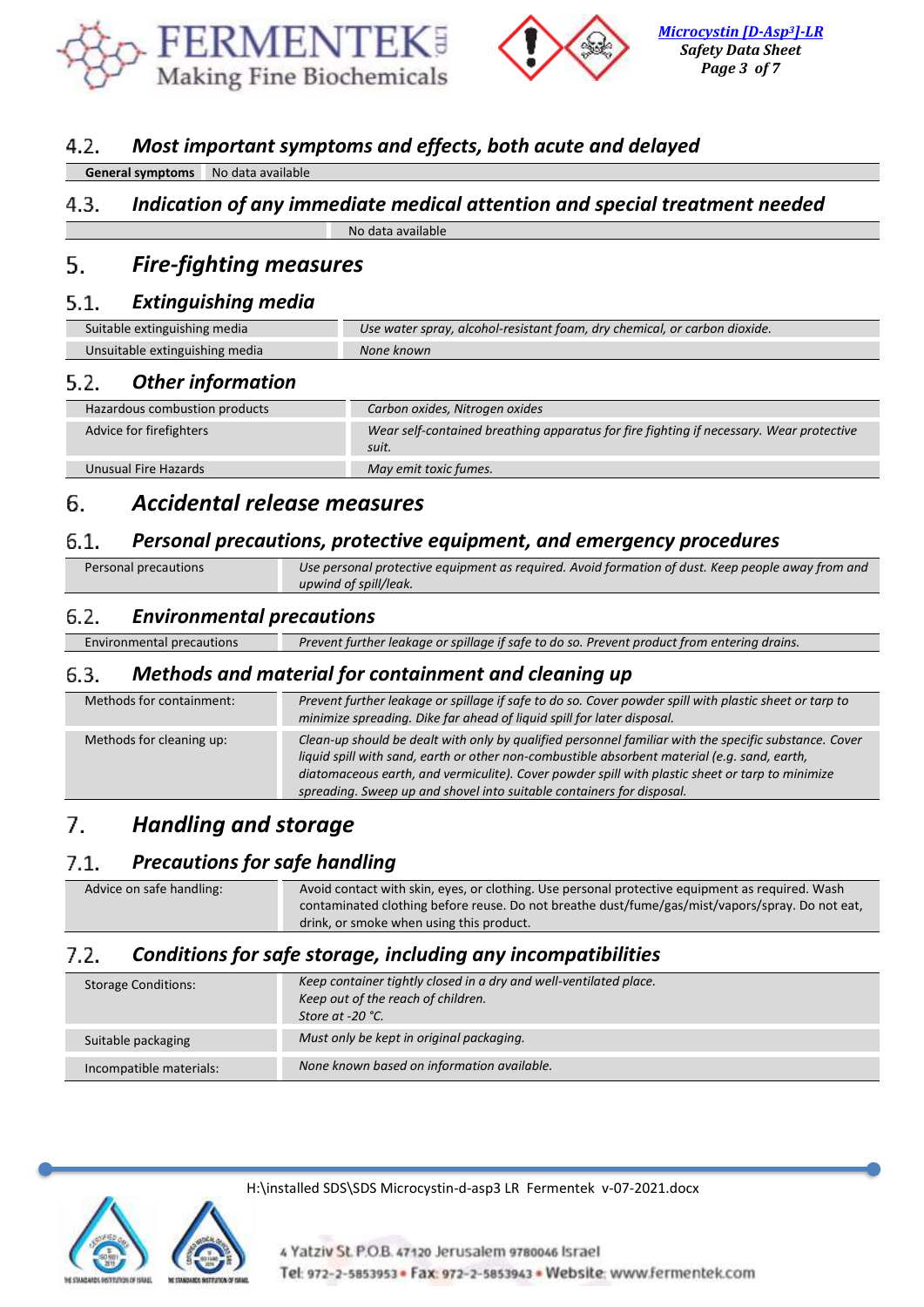## 4.2. Most important symptoms and effects, both acute and delayed

| General symptoms | No data available |
|---|---|

## 4.3. Indication of any immediate medical attention and special treatment needed

| | No data available |
|---|---|

# 5. Fire-fighting measures

## 5.1. Extinguishing media

| Suitable extinguishing media | *Use water spray, alcohol-resistant foam, dry chemical, or carbon dioxide.* |
|---|---|
| Unsuitable extinguishing media | *None known* |

## 5.2. Other information

| Hazardous combustion products | *Carbon oxides, Nitrogen oxides* |
|---|---|
| Advice for firefighters | *Wear self-contained breathing apparatus for fire fighting if necessary. Wear protective suit.* |
| Unusual Fire Hazards | *May emit toxic fumes.* |

# 6. Accidental release measures

## 6.1. Personal precautions, protective equipment, and emergency procedures

| Personal precautions | *Use personal protective equipment as required. Avoid formation of dust. Keep people away from and upwind of spill/leak.* |
|---|---|

## 6.2. Environmental precautions

| Environmental precautions | *Prevent further leakage or spillage if safe to do so. Prevent product from entering drains.* |
|---|---|

## 6.3. Methods and material for containment and cleaning up

| Methods for containment: | *Prevent further leakage or spillage if safe to do so. Cover powder spill with plastic sheet or tarp to minimize spreading. Dike far ahead of liquid spill for later disposal.* |
|---|---|
| Methods for cleaning up: | *Clean-up should be dealt with only by qualified personnel familiar with the specific substance. Cover liquid spill with sand, earth or other non-combustible absorbent material (e.g. sand, earth, diatomaceous earth, and vermiculite). Cover powder spill with plastic sheet or tarp to minimize spreading. Sweep up and shovel into suitable containers for disposal.* |

# 7. Handling and storage

## 7.1. Precautions for safe handling

| Advice on safe handling: | Avoid contact with skin, eyes, or clothing. Use personal protective equipment as required. Wash contaminated clothing before reuse. Do not breathe dust/fume/gas/mist/vapors/spray. Do not eat, drink, or smoke when using this product. |
|---|---|

## 7.2. Conditions for safe storage, including any incompatibilities

| Storage Conditions: | *Keep container tightly closed in a dry and well-ventilated place. Keep out of the reach of children. Store at -20 °C.* |
|---|---|
| Suitable packaging | *Must only be kept in original packaging.* |
| Incompatible materials: | *None known based on information available.* |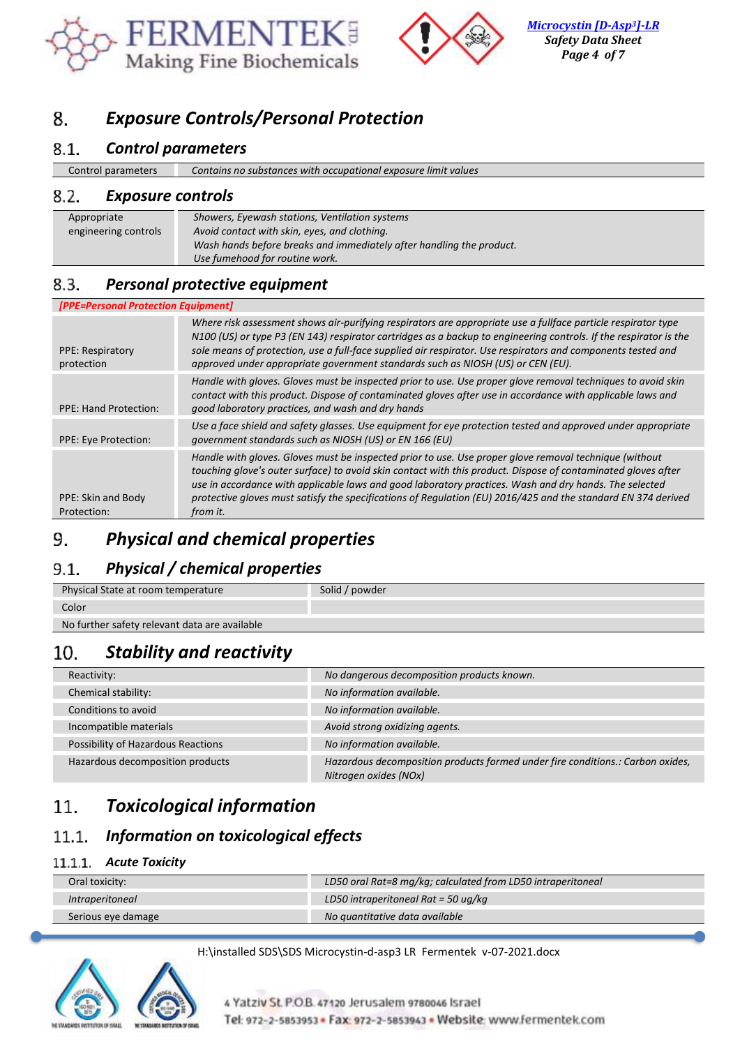## 8. Exposure Controls/Personal Protection

### 8.1. Control parameters

| Control parameters | *Contains no substances with occupational exposure limit values* |
|---|---|

### 8.2. Exposure controls

| | |
|---|---|
| Appropriate engineering controls | *Showers, Eyewash stations, Ventilation systems*<br>*Avoid contact with skin, eyes, and clothing.*<br>*Wash hands before breaks and immediately after handling the product.*<br>*Use fumehood for routine work.* |

### 8.3. Personal protective equipment

| *[PPE=Personal Protection Equipment]* | |
|---|---|
| PPE: Respiratory protection | *Where risk assessment shows air-purifying respirators are appropriate use a fullface particle respirator type N100 (US) or type P3 (EN 143) respirator cartridges as a backup to engineering controls. If the respirator is the sole means of protection, use a full-face supplied air respirator. Use respirators and components tested and approved under appropriate government standards such as NIOSH (US) or CEN (EU).* |
| PPE: Hand Protection: | *Handle with gloves. Gloves must be inspected prior to use. Use proper glove removal techniques to avoid skin contact with this product. Dispose of contaminated gloves after use in accordance with applicable laws and good laboratory practices, and wash and dry hands* |
| PPE: Eye Protection: | *Use a face shield and safety glasses. Use equipment for eye protection tested and approved under appropriate government standards such as NIOSH (US) or EN 166 (EU)* |
| PPE: Skin and Body Protection: | *Handle with gloves. Gloves must be inspected prior to use. Use proper glove removal technique (without touching glove's outer surface) to avoid skin contact with this product. Dispose of contaminated gloves after use in accordance with applicable laws and good laboratory practices. Wash and dry hands. The selected protective gloves must satisfy the specifications of Regulation (EU) 2016/425 and the standard EN 374 derived from it.* |

## 9. Physical and chemical properties

### 9.1. Physical / chemical properties

| | |
|---|---|
| Physical State at room temperature | Solid / powder |
| Color | |
| No further safety relevant data are available | |

## 10. Stability and reactivity

| | |
|---|---|
| Reactivity: | *No dangerous decomposition products known.* |
| Chemical stability: | *No information available.* |
| Conditions to avoid | *No information available.* |
| Incompatible materials | *Avoid strong oxidizing agents.* |
| Possibility of Hazardous Reactions | *No information available.* |
| Hazardous decomposition products | *Hazardous decomposition products formed under fire conditions.: Carbon oxides, Nitrogen oxides (NOx)* |

## 11. Toxicological information

### 11.1. Information on toxicological effects

#### 11.1.1. Acute Toxicity

| | |
|---|---|
| Oral toxicity: | *LD50 oral Rat=8 mg/kg; calculated from LD50 intraperitoneal* |
| *Intraperitoneal* | *LD50 intraperitoneal Rat = 50 ug/kg* |
| Serious eye damage | *No quantitative data available* |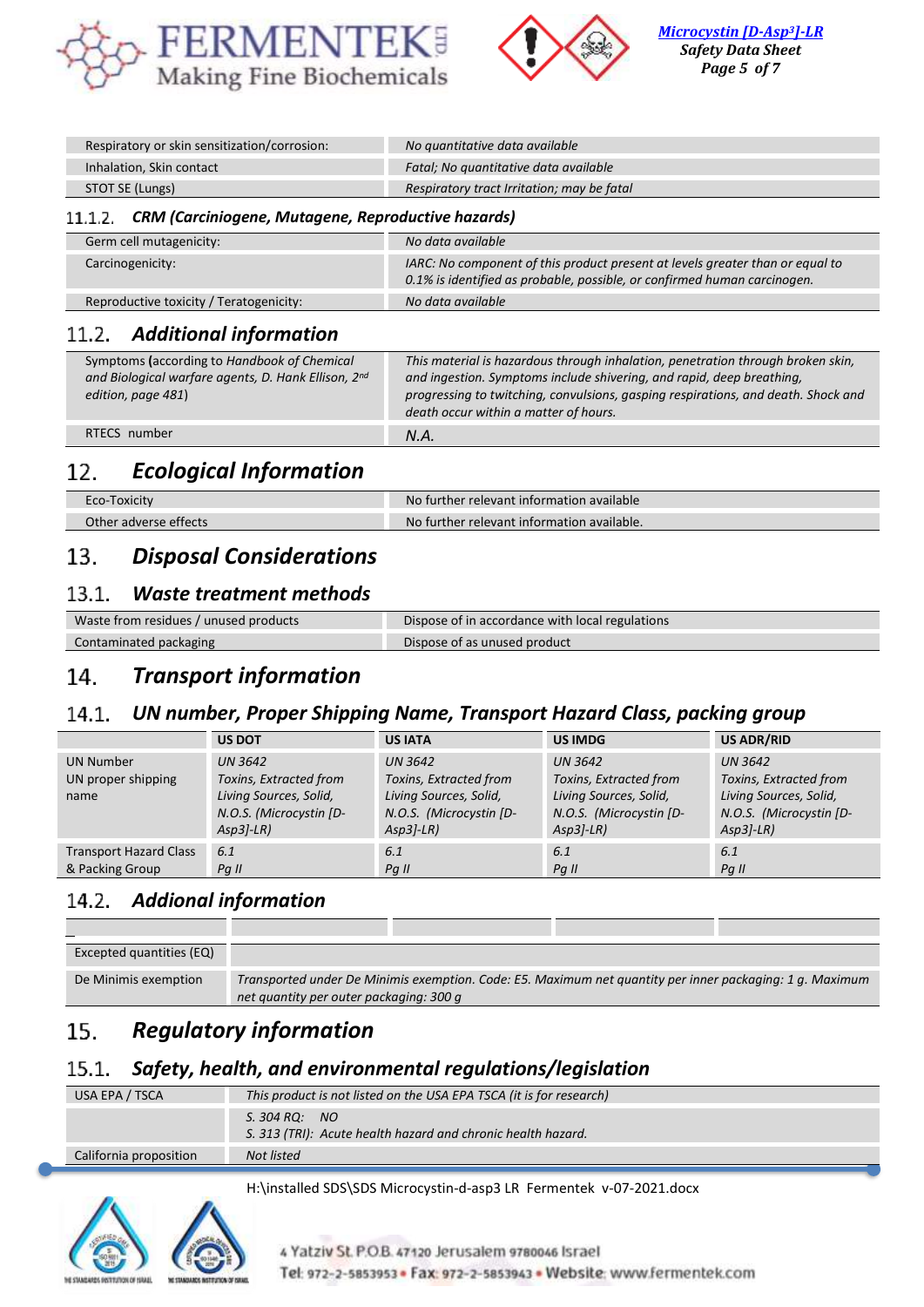| | |
|---|---|
| Respiratory or skin sensitization/corrosion: | *No quantitative data available* |
| Inhalation, Skin contact | *Fatal; No quantitative data available* |
| STOT SE (Lungs) | *Respiratory tract Irritation; may be fatal* |

#### 11.1.2. *CRM (Carciniogene, Mutagene, Reproductive hazards)*

| | |
|---|---|
| Germ cell mutagenicity: | *No data available* |
| Carcinogenicity: | *IARC: No component of this product present at levels greater than or equal to 0.1% is identified as probable, possible, or confirmed human carcinogen.* |
| Reproductive toxicity / Teratogenicity: | *No data available* |

### 11.2. *Additional information*

| | |
|---|---|
| Symptoms (according to *Handbook of Chemical and Biological warfare agents, D. Hank Ellison, 2nd edition, page 481*) | *This material is hazardous through inhalation, penetration through broken skin, and ingestion. Symptoms include shivering, and rapid, deep breathing, progressing to twitching, convulsions, gasping respirations, and death. Shock and death occur within a matter of hours.* |
| RTECS number | *N.A.* |

## 12. *Ecological Information*

| | |
|---|---|
| Eco-Toxicity | No further relevant information available |
| Other adverse effects | No further relevant information available. |

## 13. *Disposal Considerations*

### 13.1. *Waste treatment methods*

| | |
|---|---|
| Waste from residues / unused products | Dispose of in accordance with local regulations |
| Contaminated packaging | Dispose of as unused product |

## 14. *Transport information*

### 14.1. *UN number, Proper Shipping Name, Transport Hazard Class, packing group*

| | US DOT | US IATA | US IMDG | US ADR/RID |
|---|---|---|---|---|
| UN Number<br>UN proper shipping name | *UN 3642*<br>*Toxins, Extracted from Living Sources, Solid, N.O.S. (Microcystin [D-Asp3]-LR)* | *UN 3642*<br>*Toxins, Extracted from Living Sources, Solid, N.O.S. (Microcystin [D-Asp3]-LR)* | *UN 3642*<br>*Toxins, Extracted from Living Sources, Solid, N.O.S. (Microcystin [D-Asp3]-LR)* | *UN 3642*<br>*Toxins, Extracted from Living Sources, Solid, N.O.S. (Microcystin [D-Asp3]-LR)* |
| Transport Hazard Class & Packing Group | *6.1*<br>*Pg II* | *6.1*<br>*Pg II* | *6.1*<br>*Pg II* | *6.1*<br>*Pg II* |

### 14.2. *Addional information*

| | |
|---|---|
| Excepted quantities (EQ) | |
| De Minimis exemption | *Transported under De Minimis exemption. Code: E5. Maximum net quantity per inner packaging: 1 g. Maximum net quantity per outer packaging: 300 g* |

## 15. *Regulatory information*

### 15.1. *Safety, health, and environmental regulations/legislation*

| | |
|---|---|
| USA EPA / TSCA | *This product is not listed on the USA EPA TSCA (it is for research)* |
| | *S. 304 RQ: NO*<br>*S. 313 (TRI): Acute health hazard and chronic health hazard.* |
| California proposition | *Not listed* |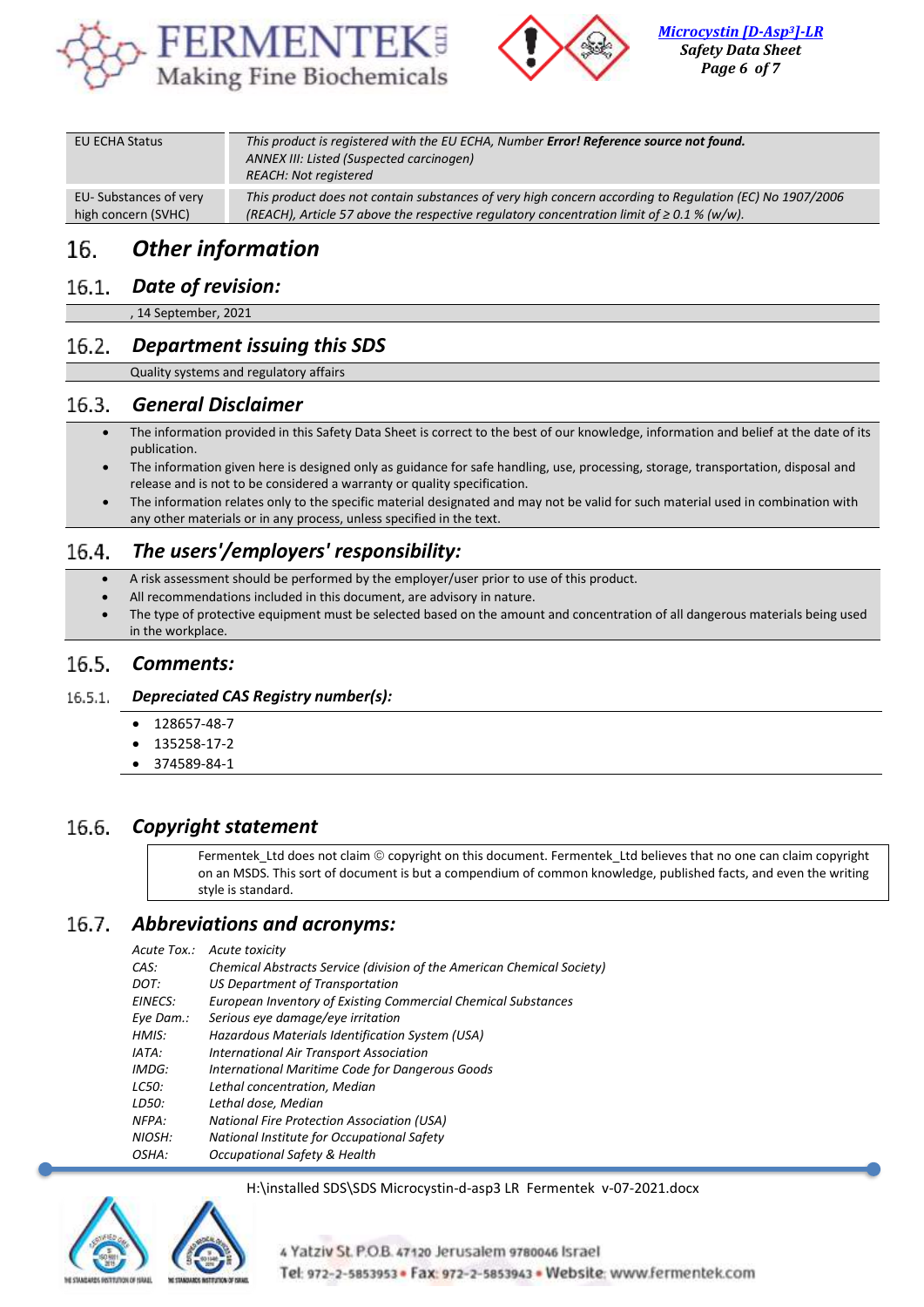| EU ECHA Status | *This product is registered with the EU ECHA, Number **Error! Reference source not found.***<br>*ANNEX III: Listed (Suspected carcinogen)*<br>*REACH: Not registered* |
|---|---|
| EU- Substances of very high concern (SVHC) | *This product does not contain substances of very high concern according to Regulation (EC) No 1907/2006 (REACH), Article 57 above the respective regulatory concentration limit of ≥ 0.1 % (w/w).* |

# 16. *Other information*

## 16.1. *Date of revision:*

, 14 September, 2021

## 16.2. *Department issuing this SDS*

Quality systems and regulatory affairs

## 16.3. *General Disclaimer*

- The information provided in this Safety Data Sheet is correct to the best of our knowledge, information and belief at the date of its publication.
- The information given here is designed only as guidance for safe handling, use, processing, storage, transportation, disposal and release and is not to be considered a warranty or quality specification.
- The information relates only to the specific material designated and may not be valid for such material used in combination with any other materials or in any process, unless specified in the text.

## 16.4. *The users'/employers' responsibility:*

- A risk assessment should be performed by the employer/user prior to use of this product.
- All recommendations included in this document, are advisory in nature.
- The type of protective equipment must be selected based on the amount and concentration of all dangerous materials being used in the workplace.

## 16.5. *Comments:*

### 16.5.1. *Depreciated CAS Registry number(s):*

- 128657-48-7
- 135258-17-2
- 374589-84-1

## 16.6. *Copyright statement*

Fermentek_Ltd does not claim © copyright on this document. Fermentek_Ltd believes that no one can claim copyright on an MSDS. This sort of document is but a compendium of common knowledge, published facts, and even the writing style is standard.

## 16.7. *Abbreviations and acronyms:*

| | |
|---|---|
| *Acute Tox.:* | *Acute toxicity* |
| *CAS:* | *Chemical Abstracts Service (division of the American Chemical Society)* |
| *DOT:* | *US Department of Transportation* |
| *EINECS:* | *European Inventory of Existing Commercial Chemical Substances* |
| *Eye Dam.:* | *Serious eye damage/eye irritation* |
| *HMIS:* | *Hazardous Materials Identification System (USA)* |
| *IATA:* | *International Air Transport Association* |
| *IMDG:* | *International Maritime Code for Dangerous Goods* |
| *LC50:* | *Lethal concentration, Median* |
| *LD50:* | *Lethal dose, Median* |
| *NFPA:* | *National Fire Protection Association (USA)* |
| *NIOSH:* | *National Institute for Occupational Safety* |
| *OSHA:* | *Occupational Safety & Health* |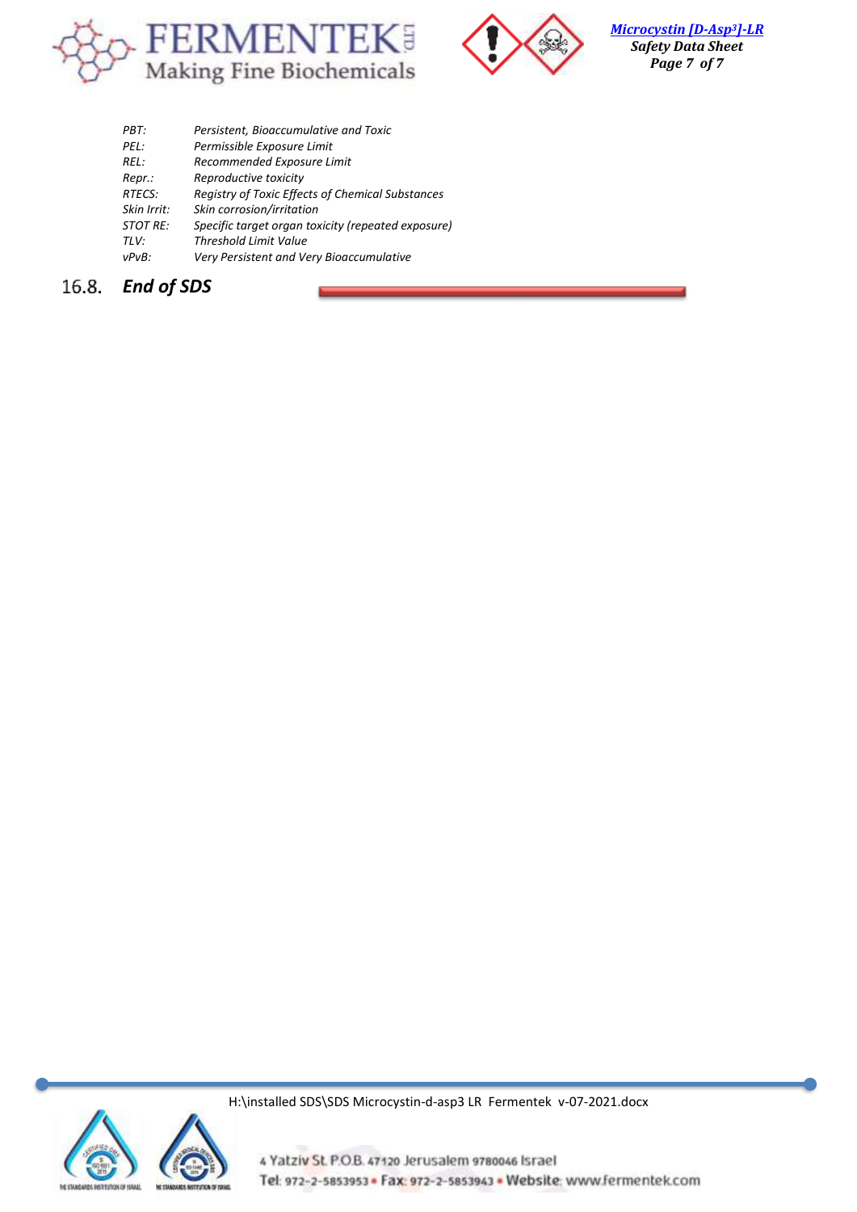| | |
|---|---|
| *PBT:* | *Persistent, Bioaccumulative and Toxic* |
| *PEL:* | *Permissible Exposure Limit* |
| *REL:* | *Recommended Exposure Limit* |
| *Repr.:* | *Reproductive toxicity* |
| *RTECS:* | *Registry of Toxic Effects of Chemical Substances* |
| *Skin Irrit:* | *Skin corrosion/irritation* |
| *STOT RE:* | *Specific target organ toxicity (repeated exposure)* |
| *TLV:* | *Threshold Limit Value* |
| *vPvB:* | *Very Persistent and Very Bioaccumulative* |

## 16.8. ***End of SDS***